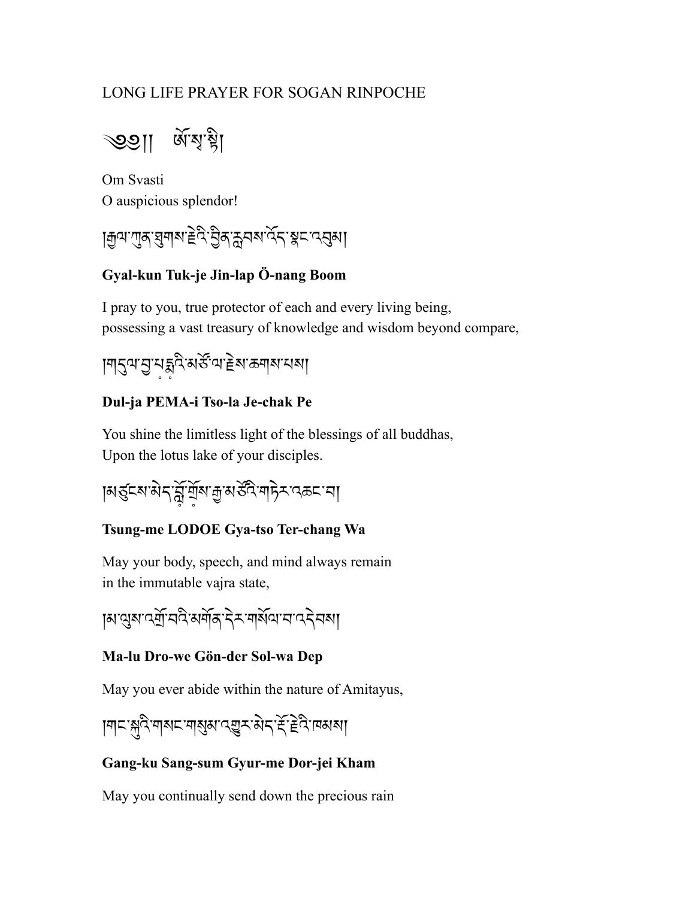LONG LIFE PRAYER FOR SOGAN RINPOCHE

༄༅།། ཨོཾ་སྭ་སྟི།

Om Svasti
O auspicious splendor!

།རྒྱལ་ཀུན་ཐུགས་རྗེའི་བྱིན་རླབས་འོད་སྣང་འབུམ།

**Gyal-kun Tuk-je Jin-lap Ö-nang Boom**

I pray to you, true protector of each and every living being,
possessing a vast treasury of knowledge and wisdom beyond compare,

།གདུལ་བྱ་པ༹་དྨ༹འི་མཚོ་ལ་རྗེས་ཆགས་པས།

**Dul-ja PEMA-i Tso-la Je-chak Pe**

You shine the limitless light of the blessings of all buddhas,
Upon the lotus lake of your disciples.

།མཚུངས་མེད་བློ༹་གྲོ༹ས་རྒྱ་མཚོའི་གཏེར་འཆང་བ།

**Tsung-me LODOE Gya-tso Ter-chang Wa**

May your body, speech, and mind always remain
in the immutable vajra state,

།མ་ལུས་འགྲོ་བའི་མགོན་དེར་གསོལ་བ་འདེབས།

**Ma-lu Dro-we Gön-der Sol-wa Dep**

May you ever abide within the nature of Amitayus,

།གང་སྐུའི་གསང་གསུམ་འགྱུར་མེད་རྡོ་རྗེའི་ཁམས།

**Gang-ku Sang-sum Gyur-me Dor-jei Kham**

May you continually send down the precious rain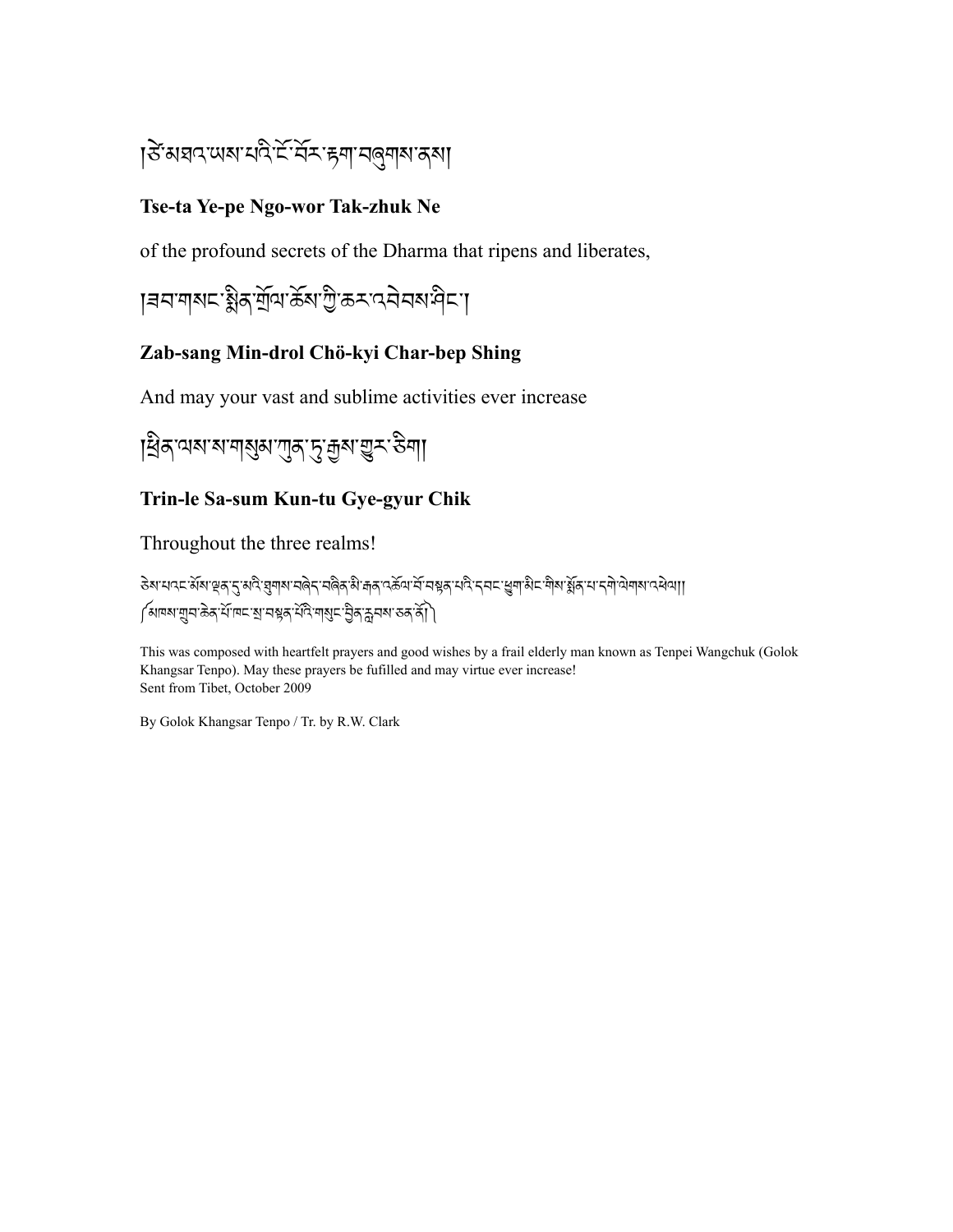།ཚེ་མཐའ་ཡས་པའི་ངོ་བོར་རྟག་བཞུགས་ནས།

**Tse-ta Ye-pe Ngo-wor Tak-zhuk Ne**

of the profound secrets of the Dharma that ripens and liberates,

།ཟབ་གསང་སྨིན་གྲོལ་ཆོས་ཀྱི་ཆར་འབེབས་ཤིང་།

**Zab-sang Min-drol Chö-kyi Char-bep Shing**

And may your vast and sublime activities ever increase

།ཕྲིན་ལས་ས་གསུམ་ཀུན་ཏུ་རྒྱས་གྱུར་ཅིག།

**Trin-le Sa-sum Kun-tu Gye-gyur Chik**

Throughout the three realms!

ཅེས་པའང་མོས་ལྡན་དུ་མའི་ཐུགས་བཞེད་བཞིན་མི་རྒན་འཁོལ་པོ་བསྟན་པའི་དབང་ཕྱུག་མིང་གིས་སྨོན་པ་དགེ་ལེགས་འཕེལ།། (མགོས་གྲུབ་ཆེན་པོ་ཁང་སྟ་བསྟན་པའི་གསུང་བྱིན་རླབས་ཅན་ནོ།)

This was composed with heartfelt prayers and good wishes by a frail elderly man known as Tenpei Wangchuk (Golok Khangsar Tenpo). May these prayers be fufilled and may virtue ever increase!
Sent from Tibet, October 2009

By Golok Khangsar Tenpo / Tr. by R.W. Clark